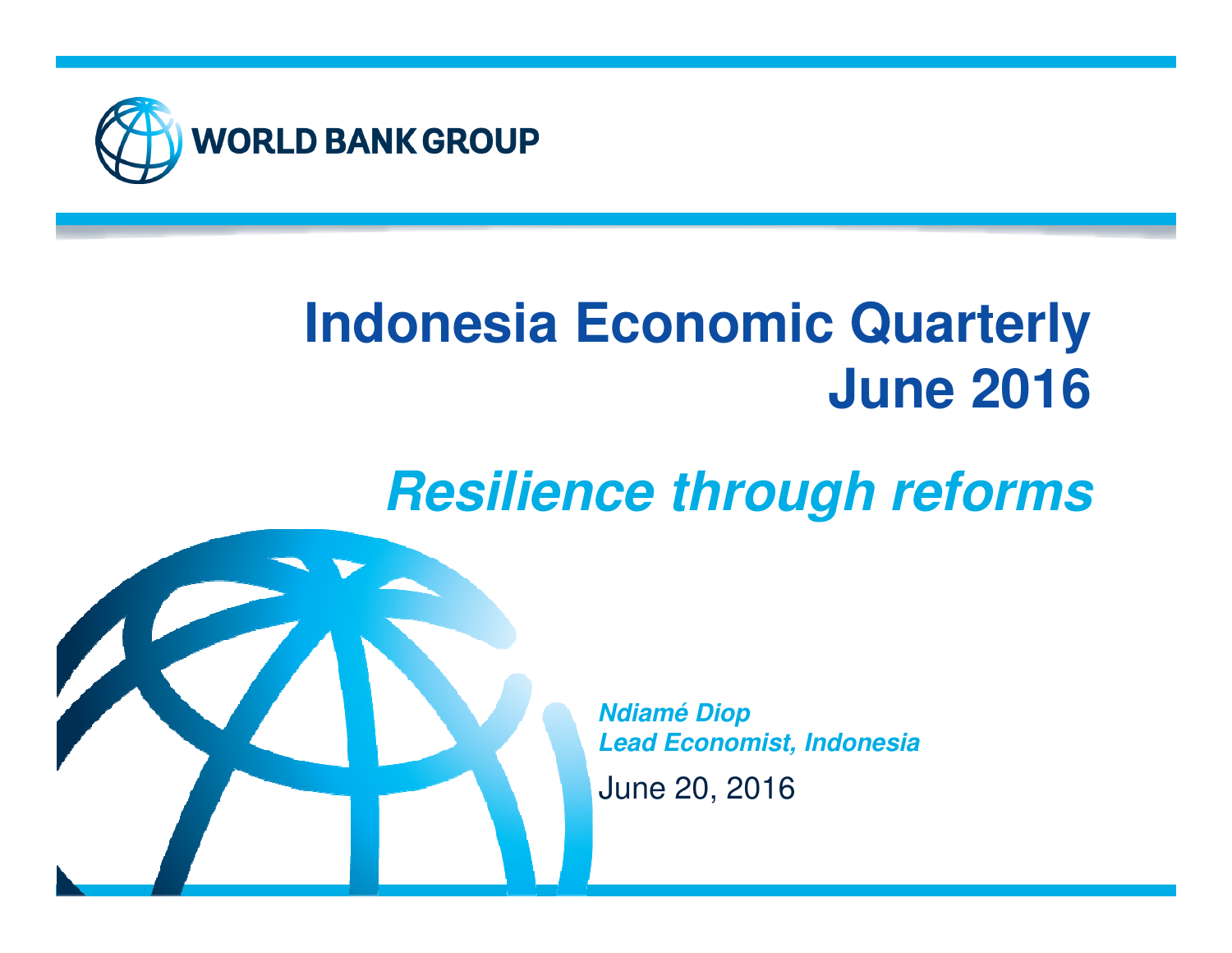WORLD BANK GROUP

# Indonesia Economic Quarterly
# June 2016

## *Resilience through reforms*

***Ndiamé Diop***
***Lead Economist, Indonesia***

June 20, 2016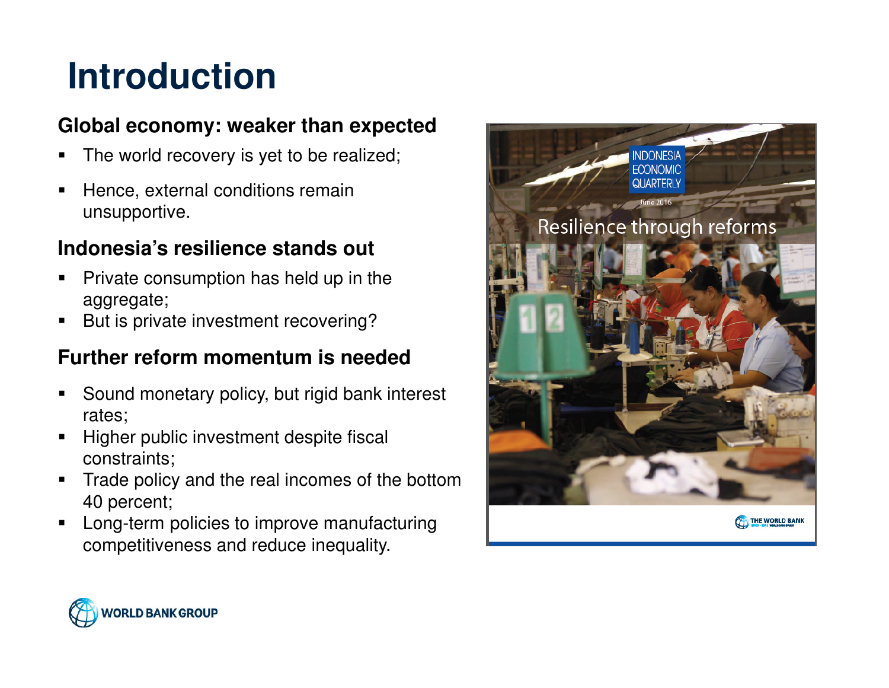# Introduction

### Global economy: weaker than expected

- The world recovery is yet to be realized;
- Hence, external conditions remain unsupportive.

### Indonesia's resilience stands out

- Private consumption has held up in the aggregate;
- But is private investment recovering?

### Further reform momentum is needed

- Sound monetary policy, but rigid bank interest rates;
- Higher public investment despite fiscal constraints;
- Trade policy and the real incomes of the bottom 40 percent;
- Long-term policies to improve manufacturing competitiveness and reduce inequality.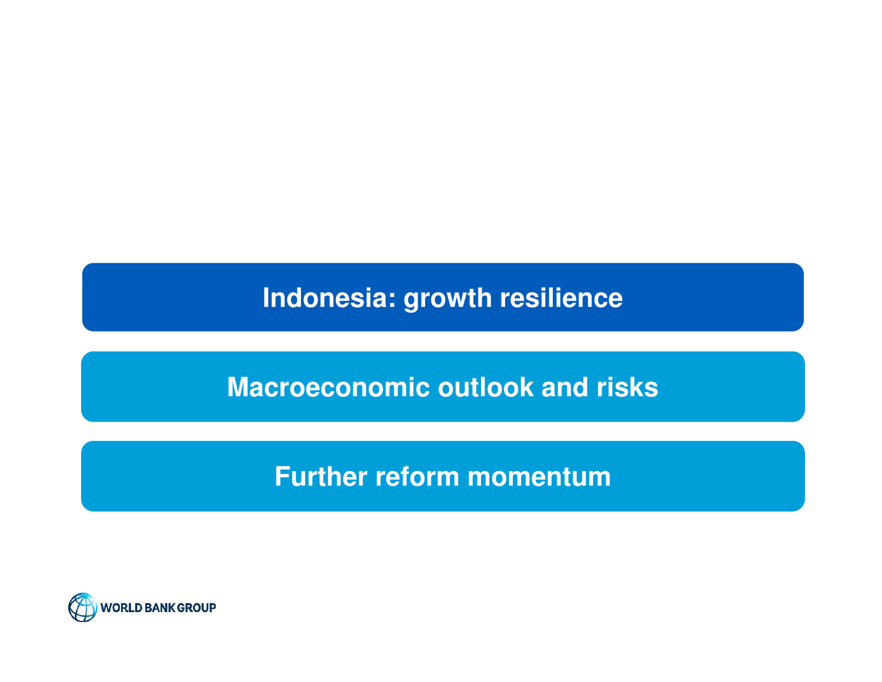## Indonesia: growth resilience

## Macroeconomic outlook and risks

## Further reform momentum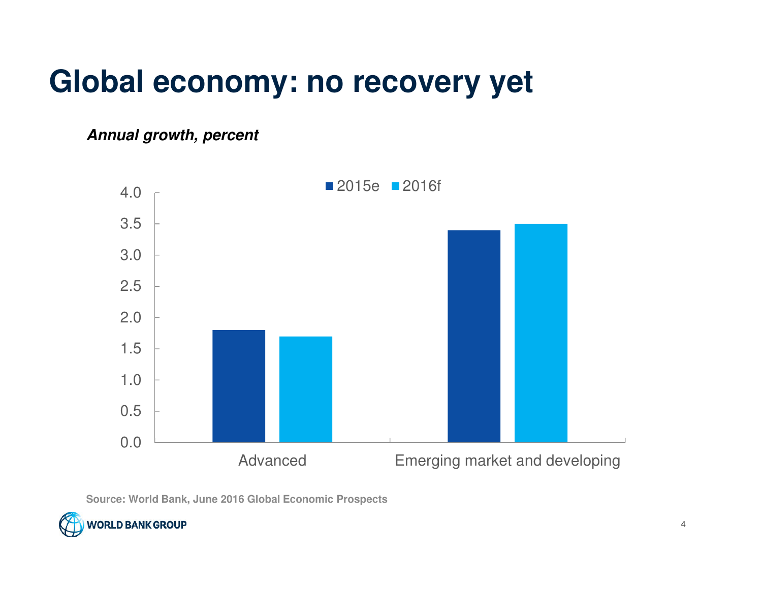# Global economy: no recovery yet

***Annual growth, percent***

| | 2015e | 2016f |
|---|---|---|
| Advanced | 1.8 | 1.7 |
| Emerging market and developing | 3.4 | 3.5 |

Source: World Bank, June 2016 Global Economic Prospects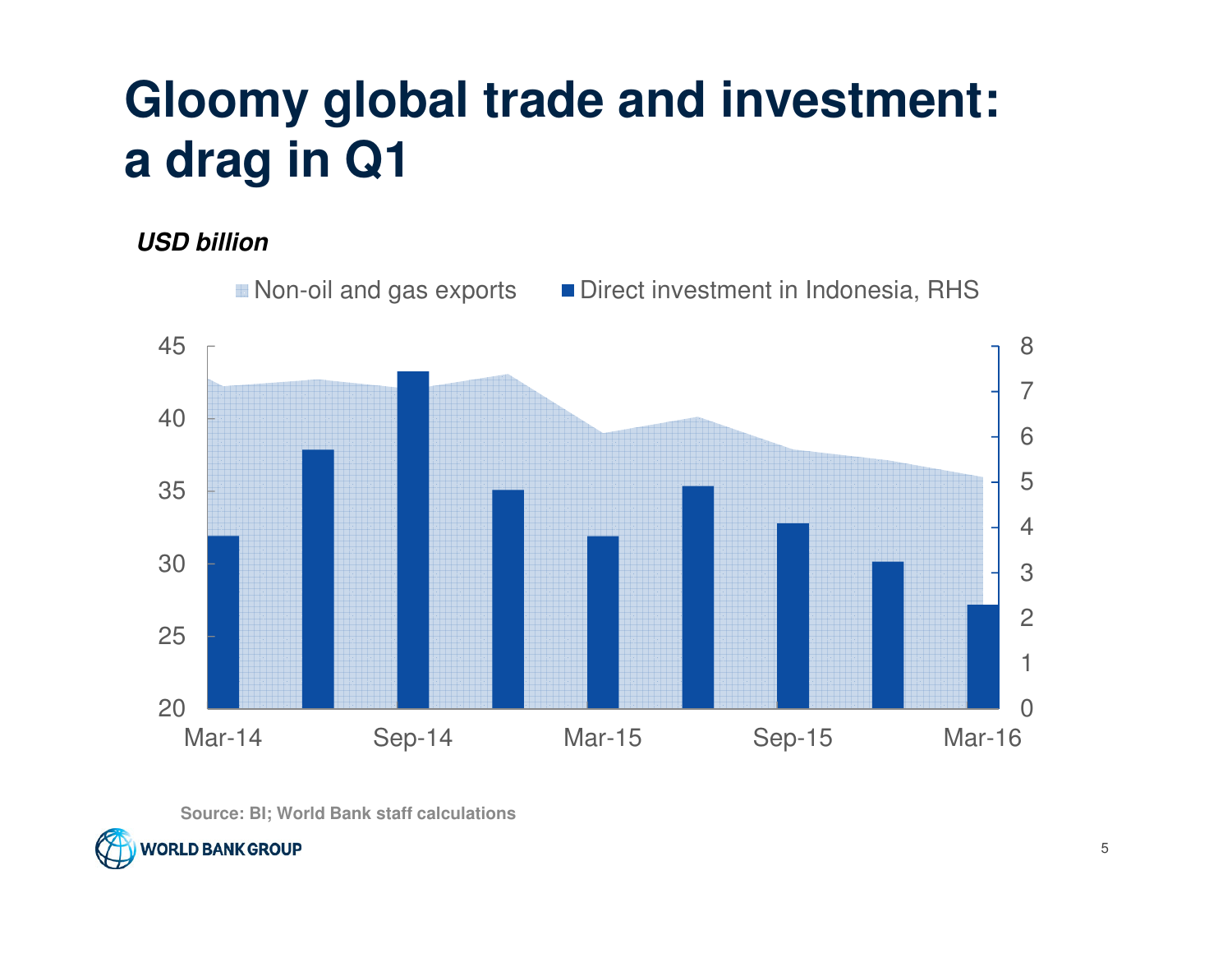# Gloomy global trade and investment: a drag in Q1

***USD billion***

Non-oil and gas exports | Direct investment in Indonesia, RHS

Source: BI; World Bank staff calculations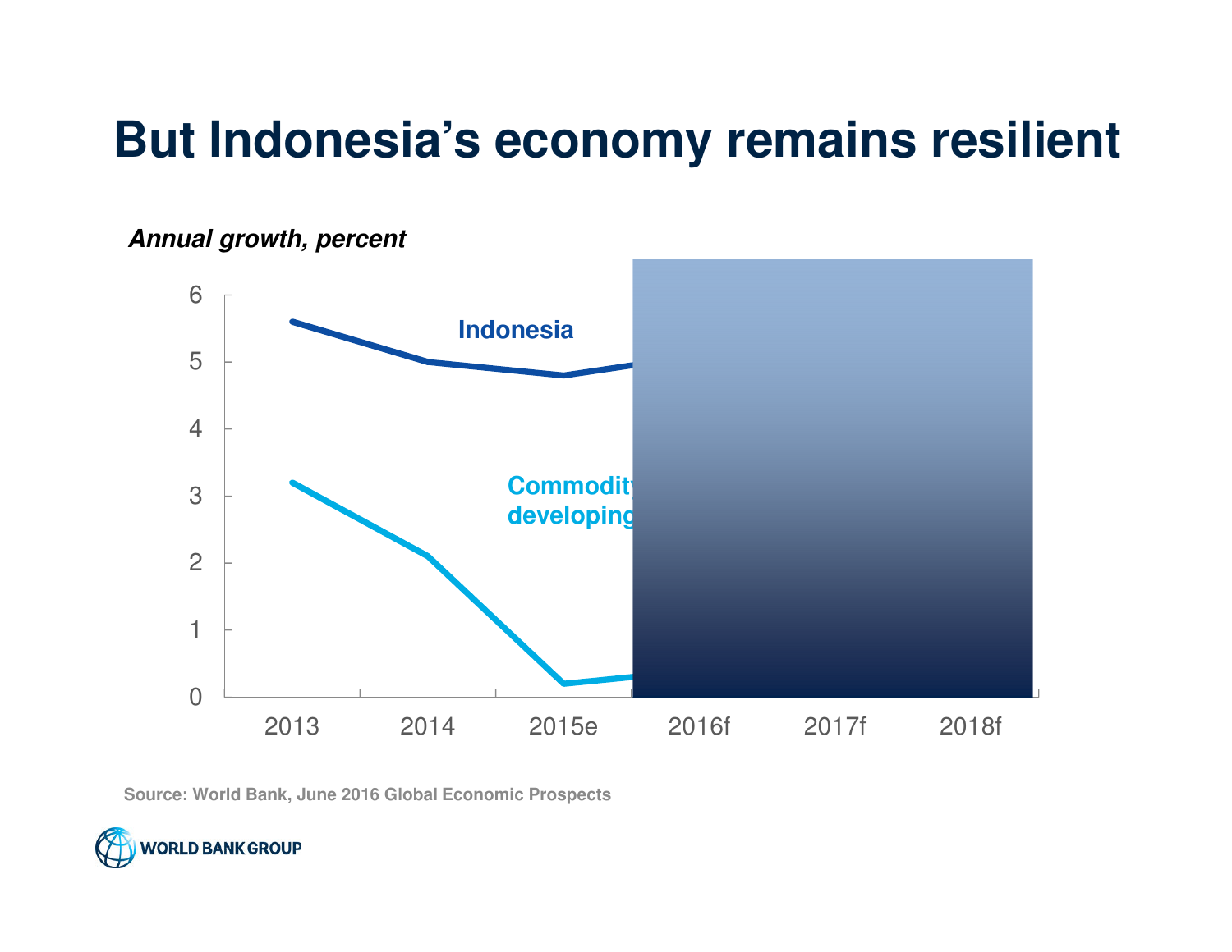# But Indonesia's economy remains resilient

*Annual growth, percent*

6
5
4
3
2
1
0

Indonesia

Commodity
developing

2013 2014 2015e 2016f 2017f 2018f

Source: World Bank, June 2016 Global Economic Prospects

WORLD BANK GROUP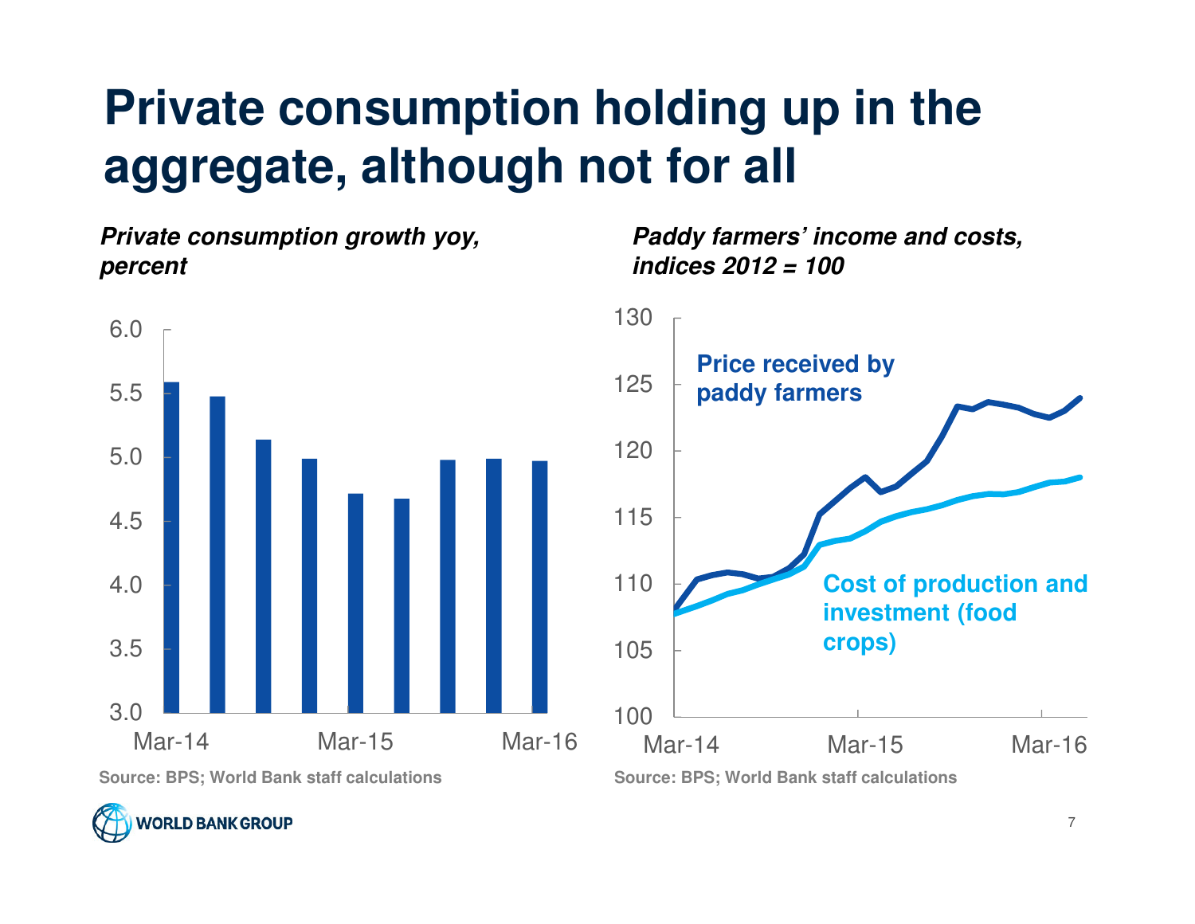# Private consumption holding up in the aggregate, although not for all

***Private consumption growth yoy, percent***

Source: BPS; World Bank staff calculations

***Paddy farmers' income and costs, indices 2012 = 100***

Source: BPS; World Bank staff calculations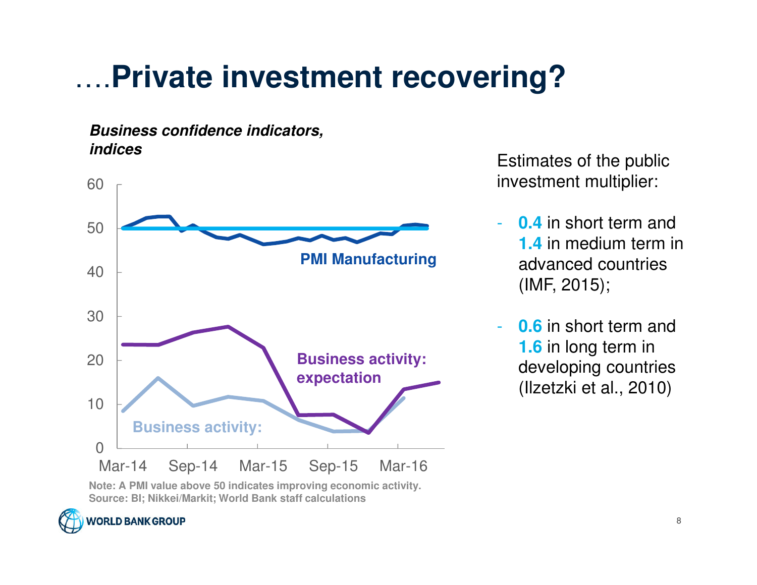# ….Private investment recovering?

***Business confidence indicators, indices***

60
50
40
30
20
10
0

Mar-14 Sep-14 Mar-15 Sep-15 Mar-16

**PMI Manufacturing**

**Business activity: expectation**

**Business activity:**

**Note: A PMI value above 50 indicates improving economic activity.**
**Source: BI; Nikkei/Markit; World Bank staff calculations**

Estimates of the public investment multiplier:

- **0.4** in short term and **1.4** in medium term in advanced countries (IMF, 2015);
- **0.6** in short term and **1.6** in long term in developing countries (Ilzetzki et al., 2010)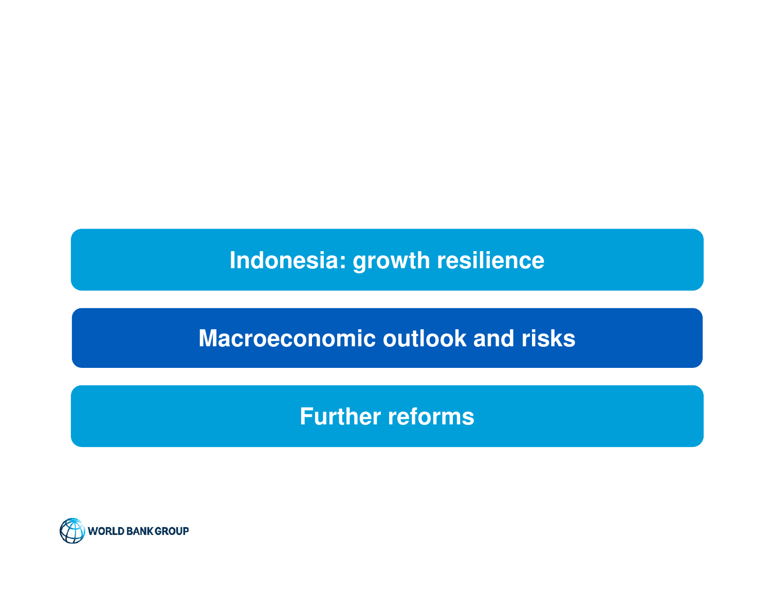Indonesia: growth resilience

**Macroeconomic outlook and risks**

Further reforms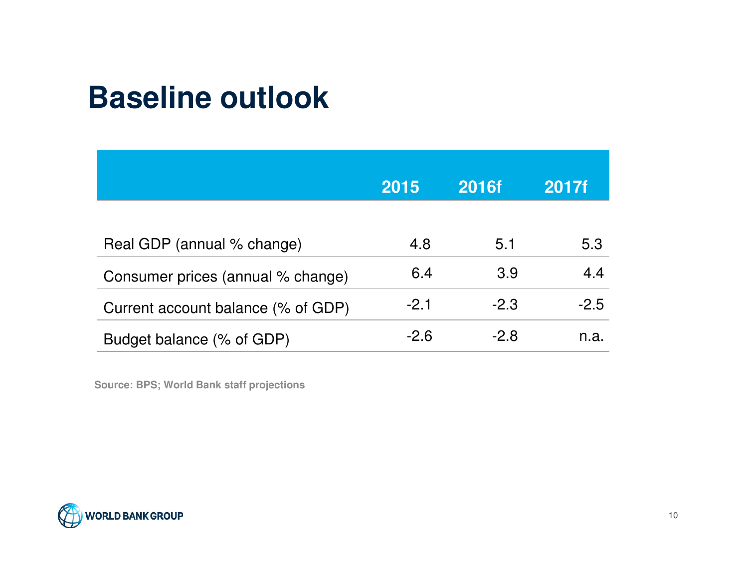# Baseline outlook

| | 2015 | 2016f | 2017f |
|---|---|---|---|
| Real GDP (annual % change) | 4.8 | 5.1 | 5.3 |
| Consumer prices (annual % change) | 6.4 | 3.9 | 4.4 |
| Current account balance (% of GDP) | -2.1 | -2.3 | -2.5 |
| Budget balance (% of GDP) | -2.6 | -2.8 | n.a. |

**Source: BPS; World Bank staff projections**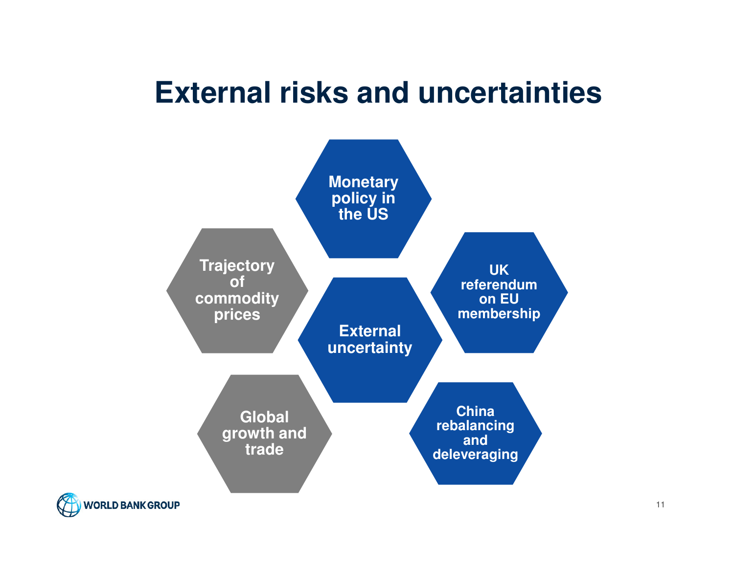# External risks and uncertainties

- External uncertainty
  - Monetary policy in the US
  - UK referendum on EU membership
  - China rebalancing and deleveraging
  - Global growth and trade
  - Trajectory of commodity prices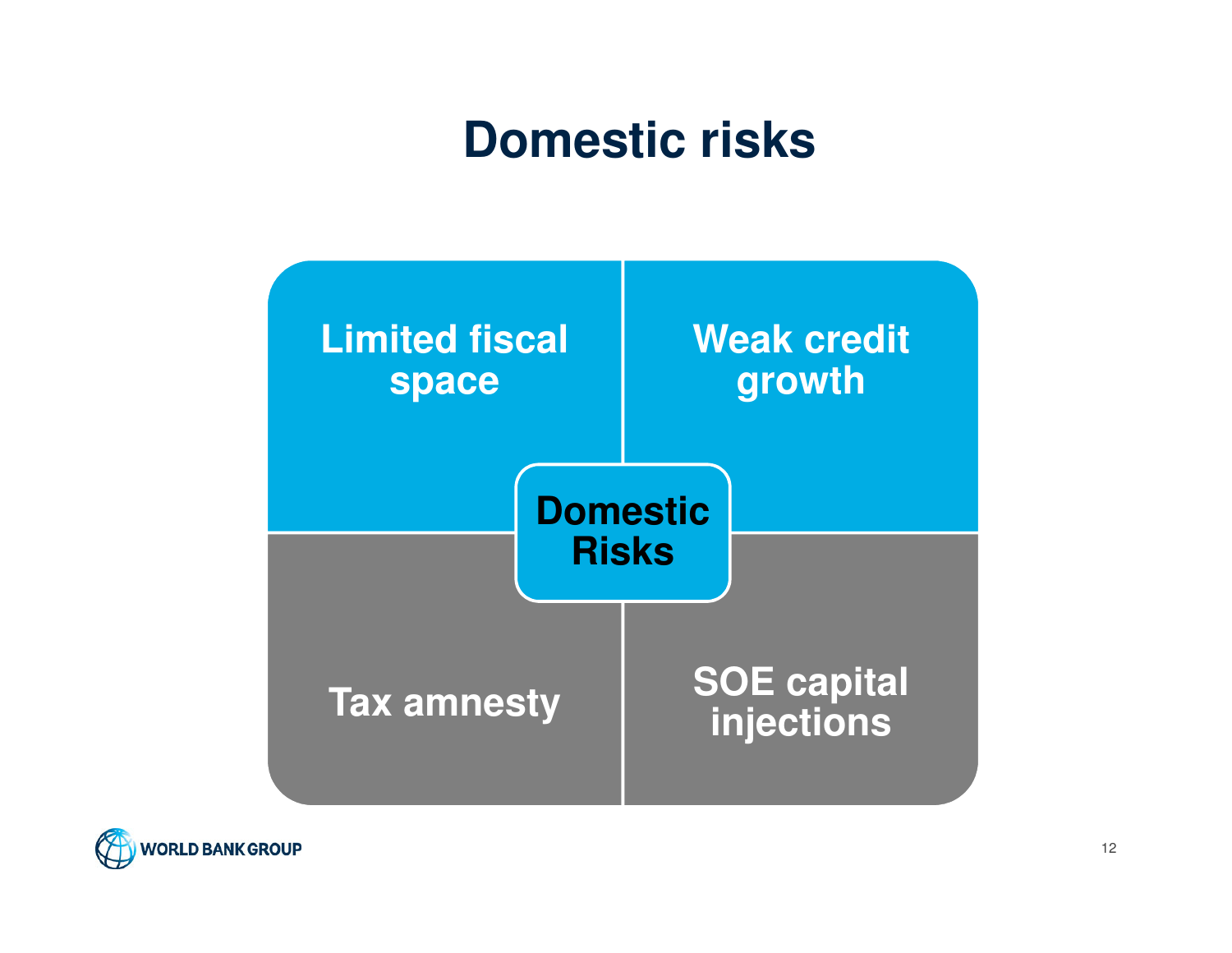# Domestic risks

**Domestic Risks**

- **Limited fiscal space**
- **Weak credit growth**
- **Tax amnesty**
- **SOE capital injections**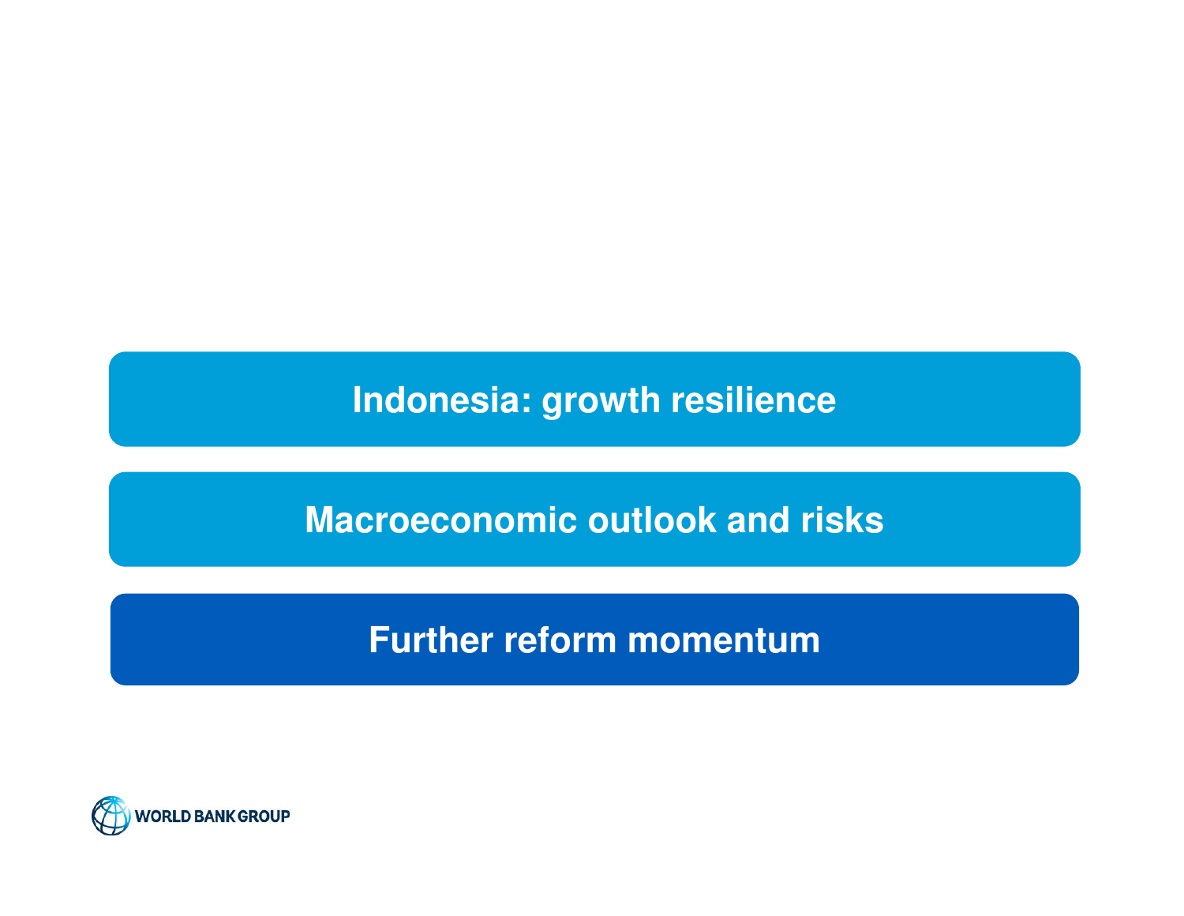## Indonesia: growth resilience

## Macroeconomic outlook and risks

## Further reform momentum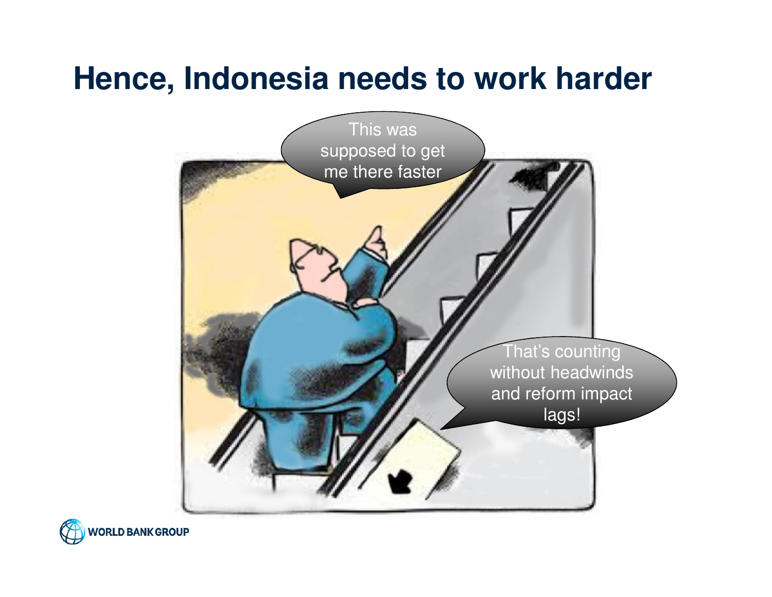# Hence, Indonesia needs to work harder

This was supposed to get me there faster

That's counting without headwinds and reform impact lags!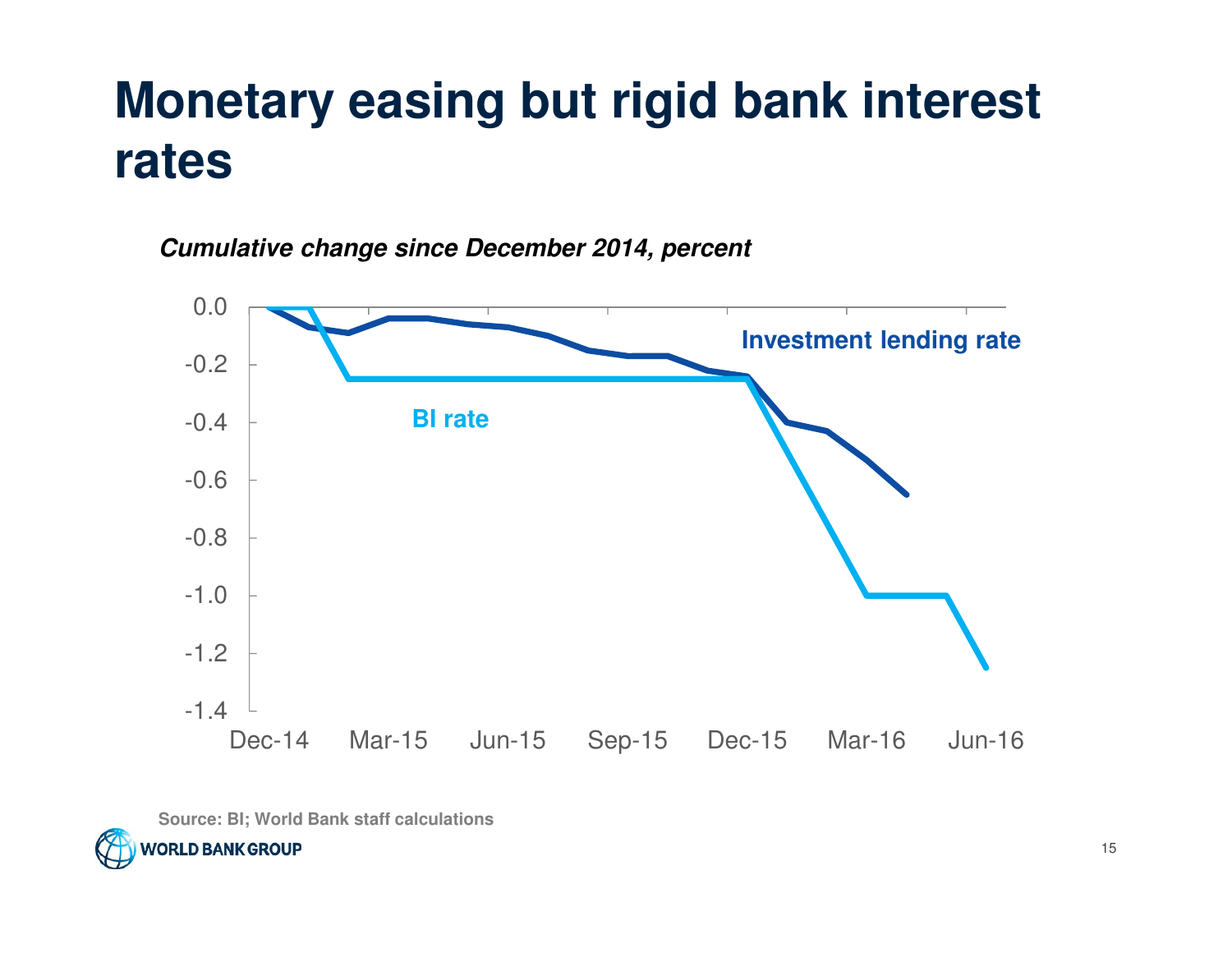# Monetary easing but rigid bank interest rates

***Cumulative change since December 2014, percent***

Source: BI; World Bank staff calculations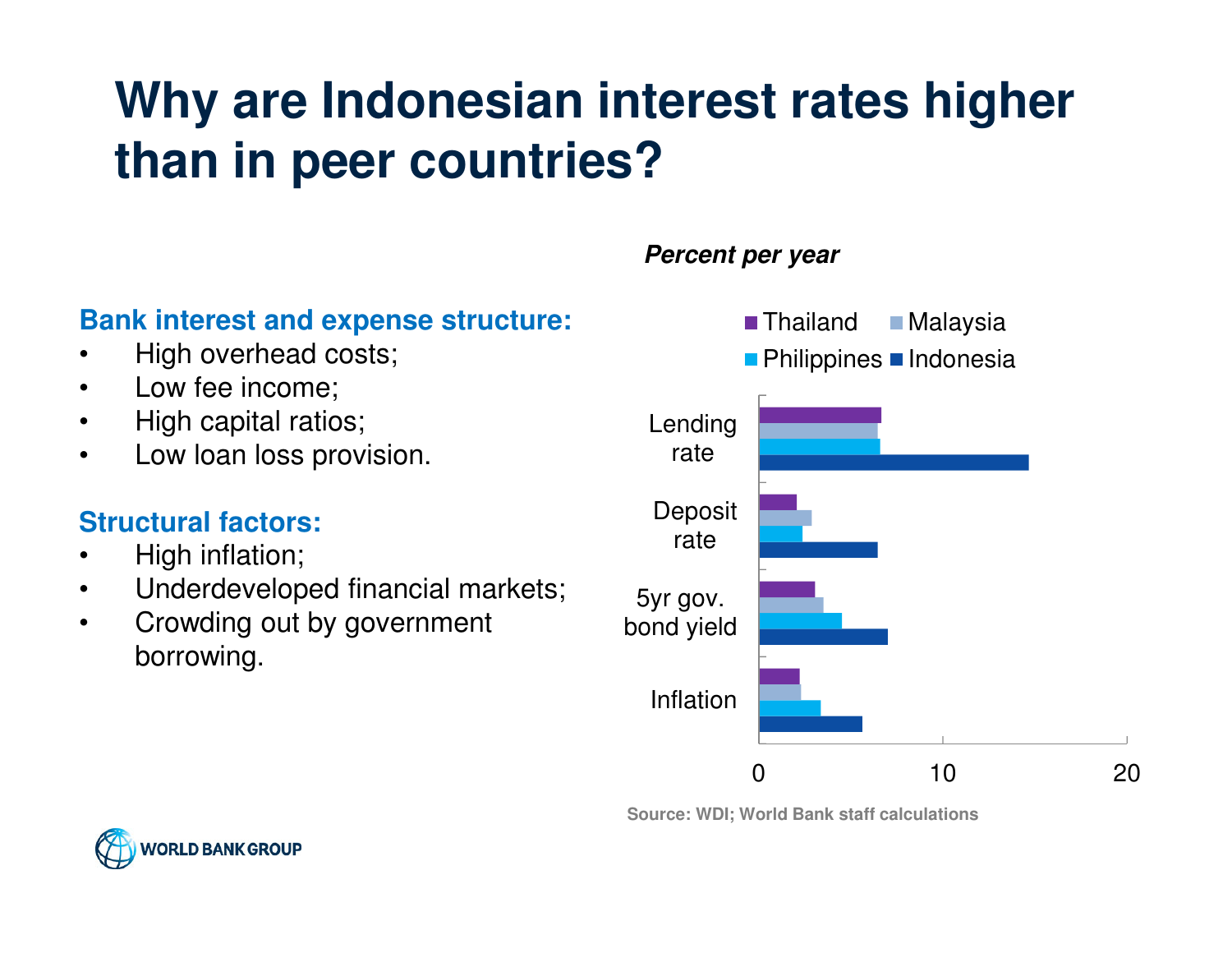# Why are Indonesian interest rates higher than in peer countries?

**Bank interest and expense structure:**

- High overhead costs;
- Low fee income;
- High capital ratios;
- Low loan loss provision.

**Structural factors:**

- High inflation;
- Underdeveloped financial markets;
- Crowding out by government borrowing.

***Percent per year***

Thailand | Malaysia | Philippines | Indonesia

Lending rate

Deposit rate

5yr gov. bond yield

Inflation

0 10 20

Source: WDI; World Bank staff calculations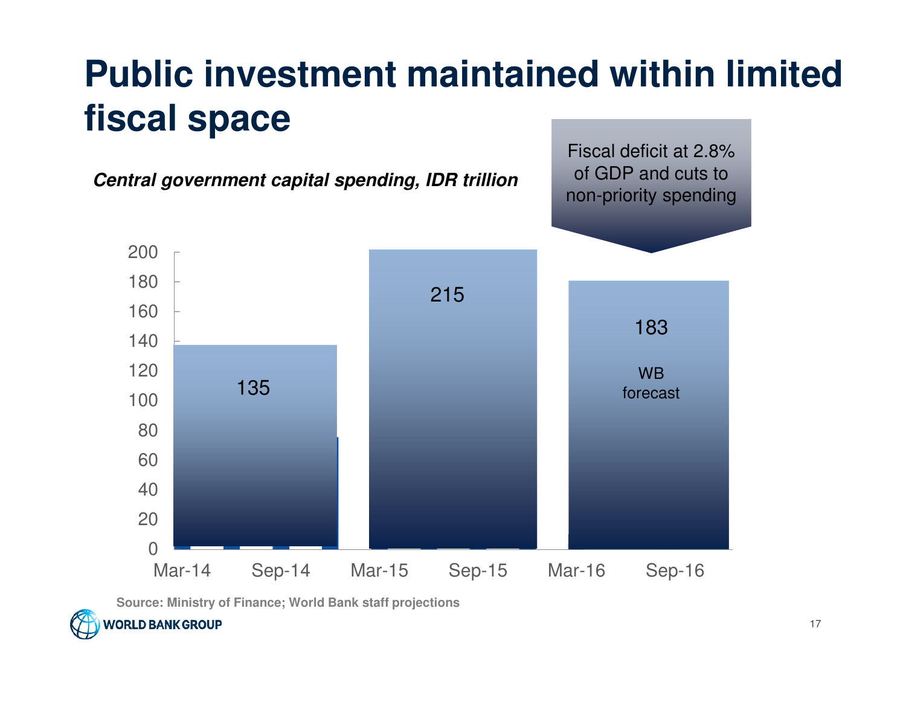# Public investment maintained within limited fiscal space

***Central government capital spending, IDR trillion***

Fiscal deficit at 2.8% of GDP and cuts to non-priority spending

| Period | Capital spending (IDR trillion) |
|---|---|
| 2014 | 135 |
| 2015 | 215 |
| 2016 (WB forecast) | 183 |

**Source: Ministry of Finance; World Bank staff projections**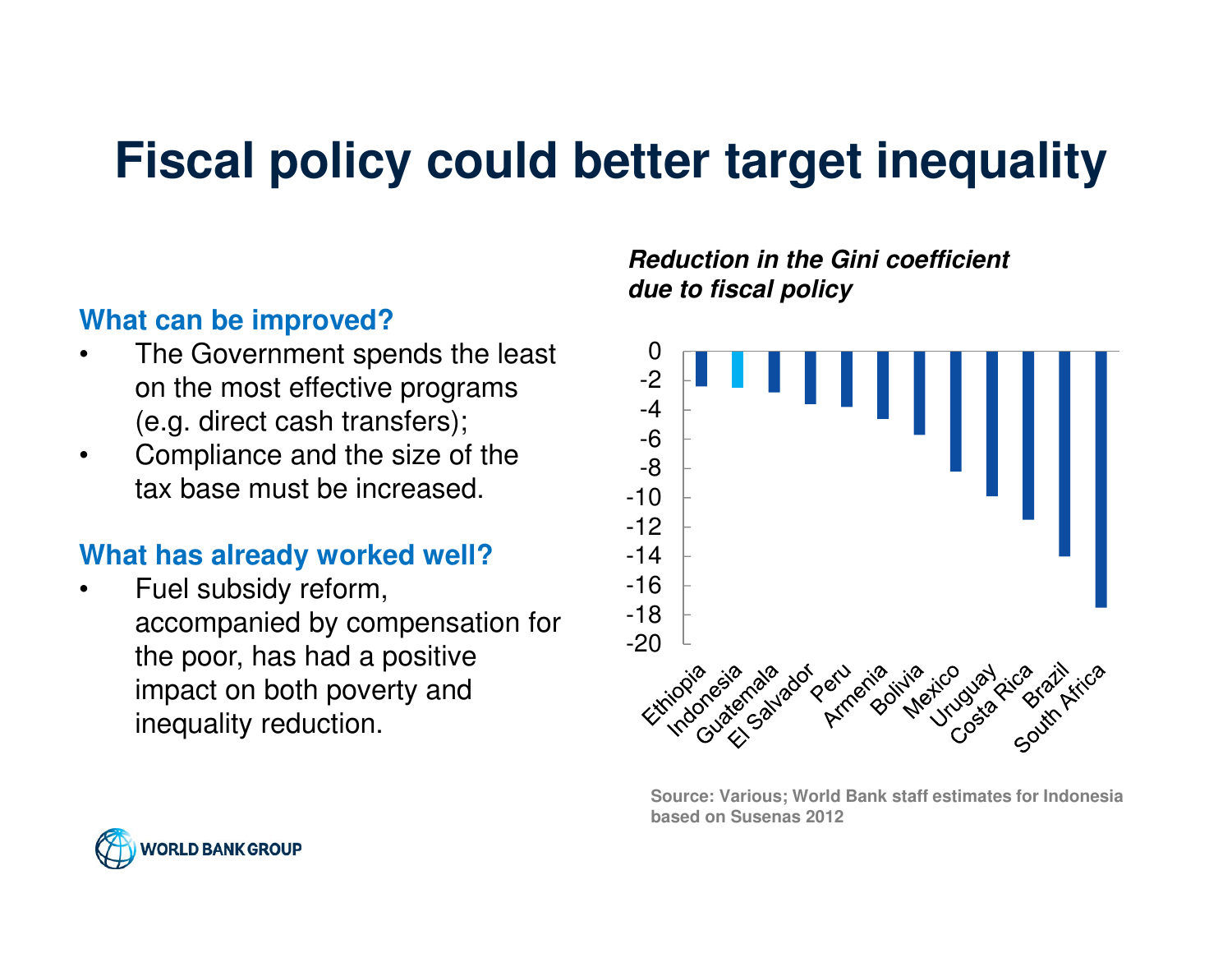# Fiscal policy could better target inequality

### What can be improved?

- The Government spends the least on the most effective programs (e.g. direct cash transfers);
- Compliance and the size of the tax base must be increased.

### What has already worked well?

- Fuel subsidy reform, accompanied by compensation for the poor, has had a positive impact on both poverty and inequality reduction.

***Reduction in the Gini coefficient due to fiscal policy***

| Country | Reduction in Gini (approx.) |
|---|---|
| Ethiopia | -2.4 |
| Indonesia | -2.5 |
| Guatemala | -2.8 |
| El Salvador | -3.6 |
| Peru | -3.8 |
| Armenia | -4.6 |
| Bolivia | -5.7 |
| Mexico | -8.2 |
| Uruguay | -9.9 |
| Costa Rica | -11.5 |
| Brazil | -14 |
| South Africa | -17.5 |

Source: Various; World Bank staff estimates for Indonesia based on Susenas 2012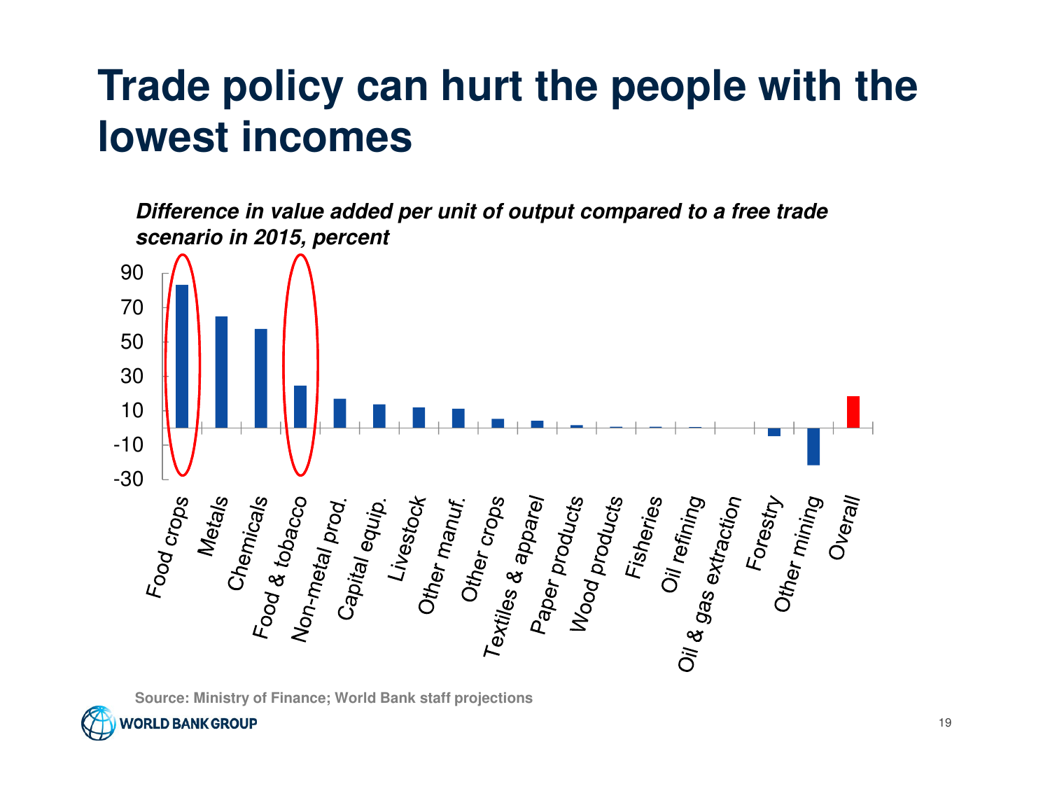# Trade policy can hurt the people with the lowest incomes

***Difference in value added per unit of output compared to a free trade scenario in 2015, percent***

| Sector | Value |
|---|---|
| Food crops | ~83 |
| Metals | ~65 |
| Chemicals | ~57 |
| Food & tobacco | ~24 |
| Non-metal prod. | ~17 |
| Capital equip. | ~13 |
| Livestock | ~12 |
| Other manuf. | ~11 |
| Other crops | ~5 |
| Textiles & apparel | ~4 |
| Paper products | ~1 |
| Wood products | ~0 |
| Fisheries | ~0 |
| Oil refining | ~0 |
| Oil & gas extraction | ~0 |
| Forestry | ~-5 |
| Other mining | ~-22 |
| Overall | ~18 |

Source: Ministry of Finance; World Bank staff projections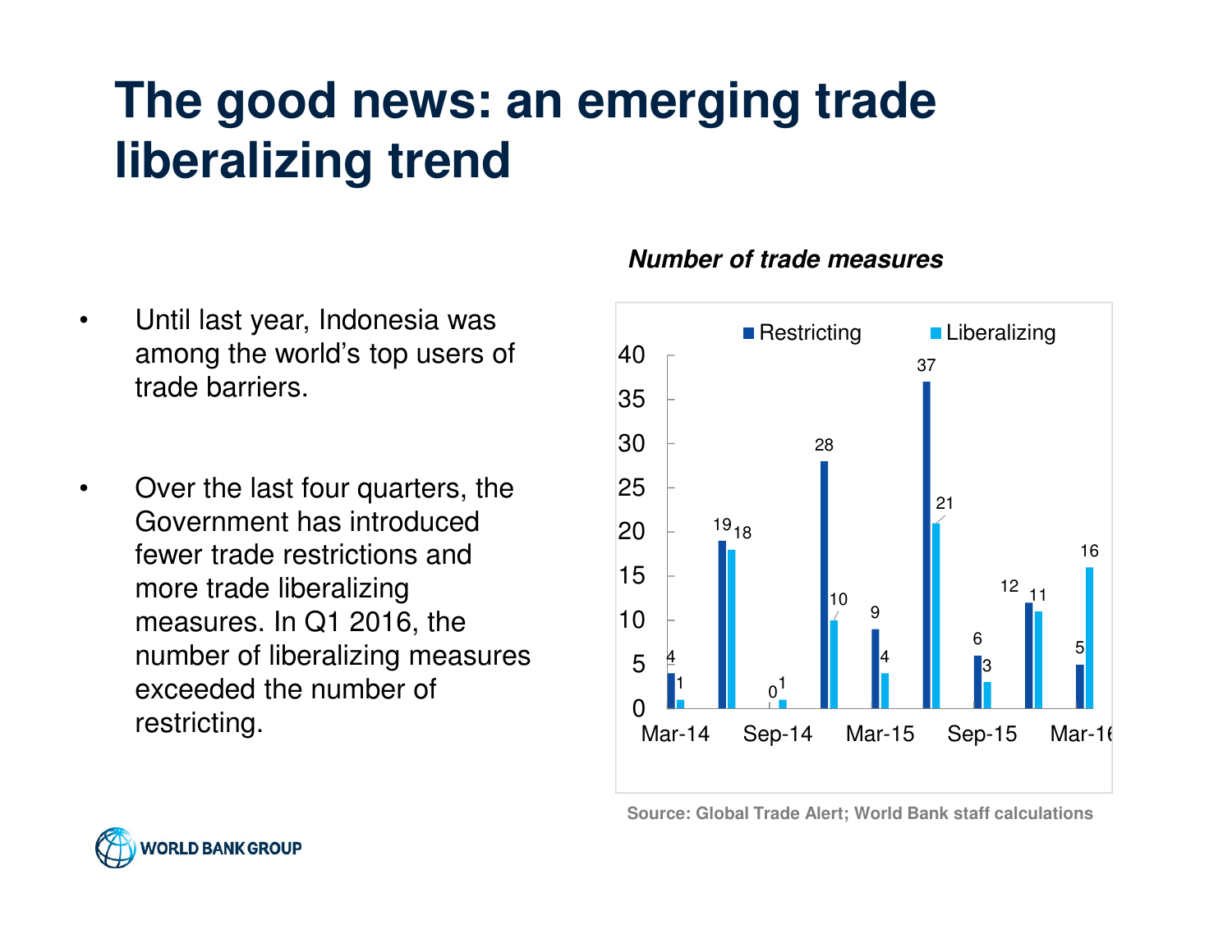# The good news: an emerging trade liberalizing trend

- Until last year, Indonesia was among the world's top users of trade barriers.

- Over the last four quarters, the Government has introduced fewer trade restrictions and more trade liberalizing measures. In Q1 2016, the number of liberalizing measures exceeded the number of restricting.

***Number of trade measures***

| Quarter | Restricting | Liberalizing |
| --- | --- | --- |
| Mar-14 | 4 | 1 |
| | 19 | 18 |
| Sep-14 | 0 | 1 |
| | 28 | 10 |
| Mar-15 | 9 | 4 |
| | 37 | 21 |
| Sep-15 | 6 | 3 |
| | 12 | 11 |
| Mar-16 | 5 | 16 |

**Source: Global Trade Alert; World Bank staff calculations**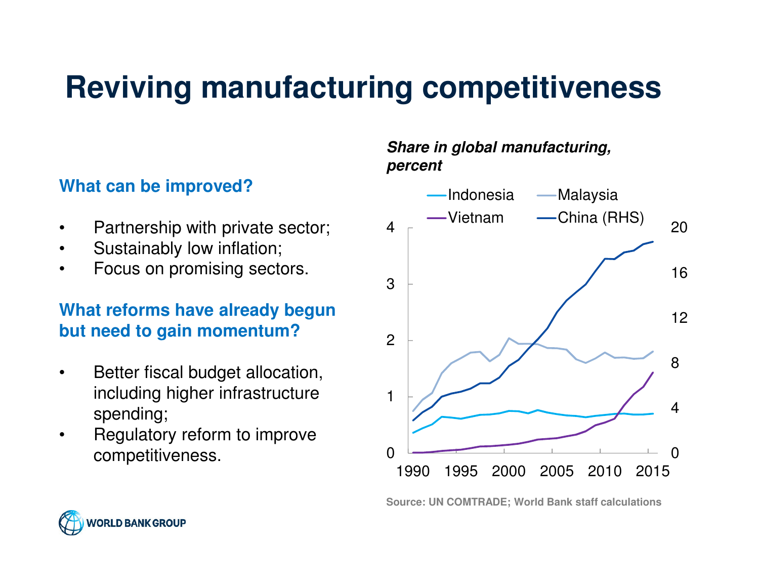# Reviving manufacturing competitiveness

### What can be improved?

- Partnership with private sector;
- Sustainably low inflation;
- Focus on promising sectors.

### What reforms have already begun but need to gain momentum?

- Better fiscal budget allocation, including higher infrastructure spending;
- Regulatory reform to improve competitiveness.

***Share in global manufacturing, percent***

Indonesia
Malaysia
Vietnam
China (RHS)

4
3
2
1
0

20
16
12
8
4
0

1990 1995 2000 2005 2010 2015

Source: UN COMTRADE; World Bank staff calculations